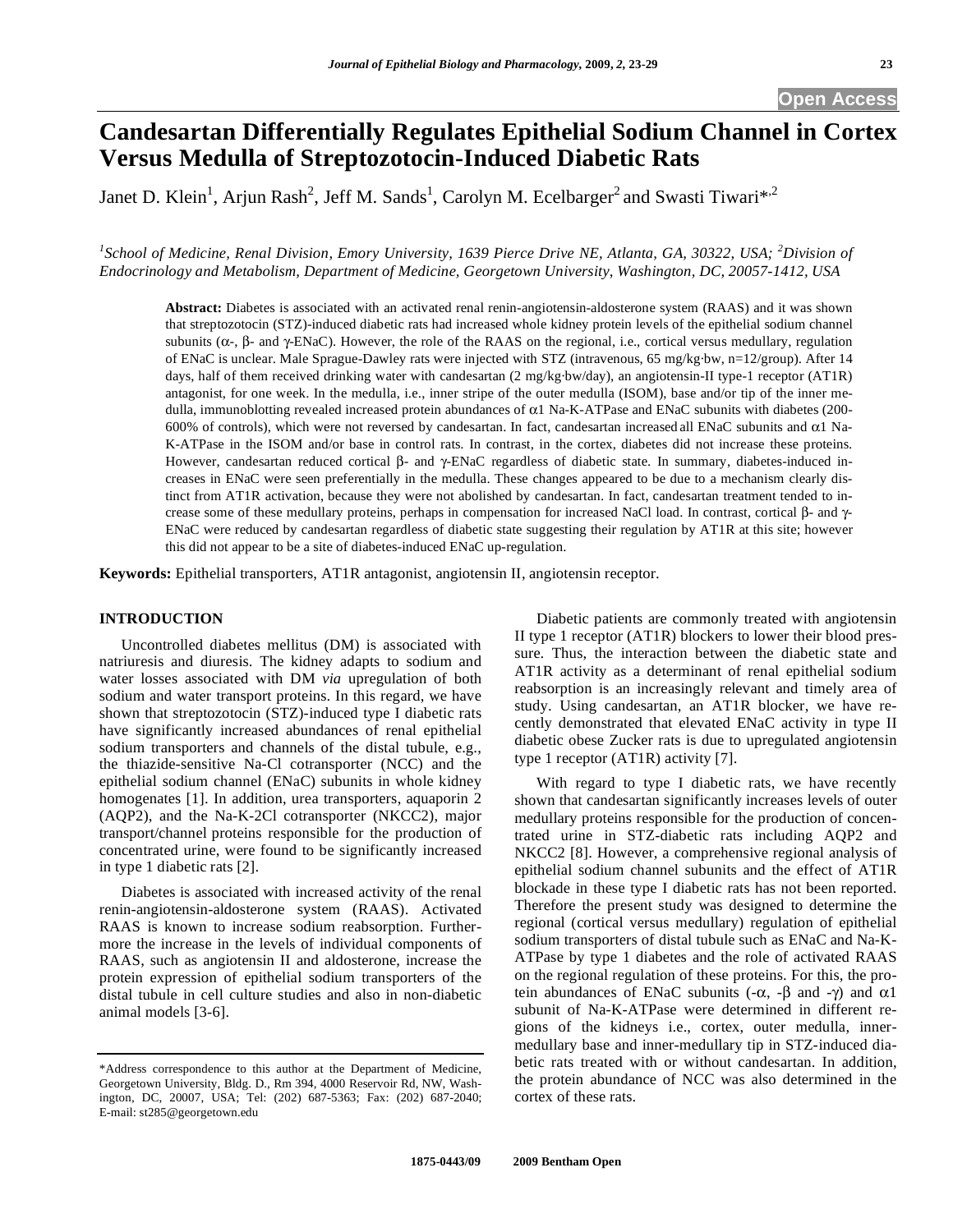# Candesartan Differentially Regulates Epithelial Sodium Channel in Cortex Versus Medulla of Streptozotocin-Induced Diabetic Rats

Janet D. Klein[1], Arjun Rash[2], Jeff M. Sands[1], Carolyn M. Ecelbarger[2] and Swasti Tiwari*[,2]

*[1]School of Medicine, Renal Division, Emory University, 1639 Pierce Drive NE, Atlanta, GA, 30322, USA; [2]Division of Endocrinology and Metabolism, Department of Medicine, Georgetown University, Washington, DC, 20057-1412, USA*

**Abstract:** Diabetes is associated with an activated renal renin-angiotensin-aldosterone system (RAAS) and it was shown that streptozotocin (STZ)-induced diabetic rats had increased whole kidney protein levels of the epithelial sodium channel subunits (α-, β- and γ-ENaC). However, the role of the RAAS on the regional, i.e., cortical versus medullary, regulation of ENaC is unclear. Male Sprague-Dawley rats were injected with STZ (intravenous, 65 mg/kg·bw, n=12/group). After 14 days, half of them received drinking water with candesartan (2 mg/kg·bw/day), an angiotensin-II type-1 receptor (AT1R) antagonist, for one week. In the medulla, i.e., inner stripe of the outer medulla (ISOM), base and/or tip of the inner medulla, immunoblotting revealed increased protein abundances of α1 Na-K-ATPase and ENaC subunits with diabetes (200-600% of controls), which were not reversed by candesartan. In fact, candesartan increased all ENaC subunits and α1 Na-K-ATPase in the ISOM and/or base in control rats. In contrast, in the cortex, diabetes did not increase these proteins. However, candesartan reduced cortical β- and γ-ENaC regardless of diabetic state. In summary, diabetes-induced increases in ENaC were seen preferentially in the medulla. These changes appeared to be due to a mechanism clearly distinct from AT1R activation, because they were not abolished by candesartan. In fact, candesartan treatment tended to increase some of these medullary proteins, perhaps in compensation for increased NaCl load. In contrast, cortical β- and γ-ENaC were reduced by candesartan regardless of diabetic state suggesting their regulation by AT1R at this site; however this did not appear to be a site of diabetes-induced ENaC up-regulation.

**Keywords:** Epithelial transporters, AT1R antagonist, angiotensin II, angiotensin receptor.

## INTRODUCTION

Uncontrolled diabetes mellitus (DM) is associated with natriuresis and diuresis. The kidney adapts to sodium and water losses associated with DM *via* upregulation of both sodium and water transport proteins. In this regard, we have shown that streptozotocin (STZ)-induced type I diabetic rats have significantly increased abundances of renal epithelial sodium transporters and channels of the distal tubule, e.g., the thiazide-sensitive Na-Cl cotransporter (NCC) and the epithelial sodium channel (ENaC) subunits in whole kidney homogenates [1]. In addition, urea transporters, aquaporin 2 (AQP2), and the Na-K-2Cl cotransporter (NKCC2), major transport/channel proteins responsible for the production of concentrated urine, were found to be significantly increased in type 1 diabetic rats [2].

Diabetes is associated with increased activity of the renal renin-angiotensin-aldosterone system (RAAS). Activated RAAS is known to increase sodium reabsorption. Furthermore the increase in the levels of individual components of RAAS, such as angiotensin II and aldosterone, increase the protein expression of epithelial sodium transporters of the distal tubule in cell culture studies and also in non-diabetic animal models [3-6].

Diabetic patients are commonly treated with angiotensin II type 1 receptor (AT1R) blockers to lower their blood pressure. Thus, the interaction between the diabetic state and AT1R activity as a determinant of renal epithelial sodium reabsorption is an increasingly relevant and timely area of study. Using candesartan, an AT1R blocker, we have recently demonstrated that elevated ENaC activity in type II diabetic obese Zucker rats is due to upregulated angiotensin type 1 receptor (AT1R) activity [7].

With regard to type I diabetic rats, we have recently shown that candesartan significantly increases levels of outer medullary proteins responsible for the production of concentrated urine in STZ-diabetic rats including AQP2 and NKCC2 [8]. However, a comprehensive regional analysis of epithelial sodium channel subunits and the effect of AT1R blockade in these type I diabetic rats has not been reported. Therefore the present study was designed to determine the regional (cortical versus medullary) regulation of epithelial sodium transporters of distal tubule such as ENaC and Na-K-ATPase by type 1 diabetes and the role of activated RAAS on the regional regulation of these proteins. For this, the protein abundances of ENaC subunits (-α, -β and -γ) and α1 subunit of Na-K-ATPase were determined in different regions of the kidneys i.e., cortex, outer medulla, inner-medullary base and inner-medullary tip in STZ-induced diabetic rats treated with or without candesartan. In addition, the protein abundance of NCC was also determined in the cortex of these rats.

*Address correspondence to this author at the Department of Medicine, Georgetown University, Bldg. D., Rm 394, 4000 Reservoir Rd, NW, Washington, DC, 20007, USA; Tel: (202) 687-5363; Fax: (202) 687-2040; E-mail: st285@georgetown.edu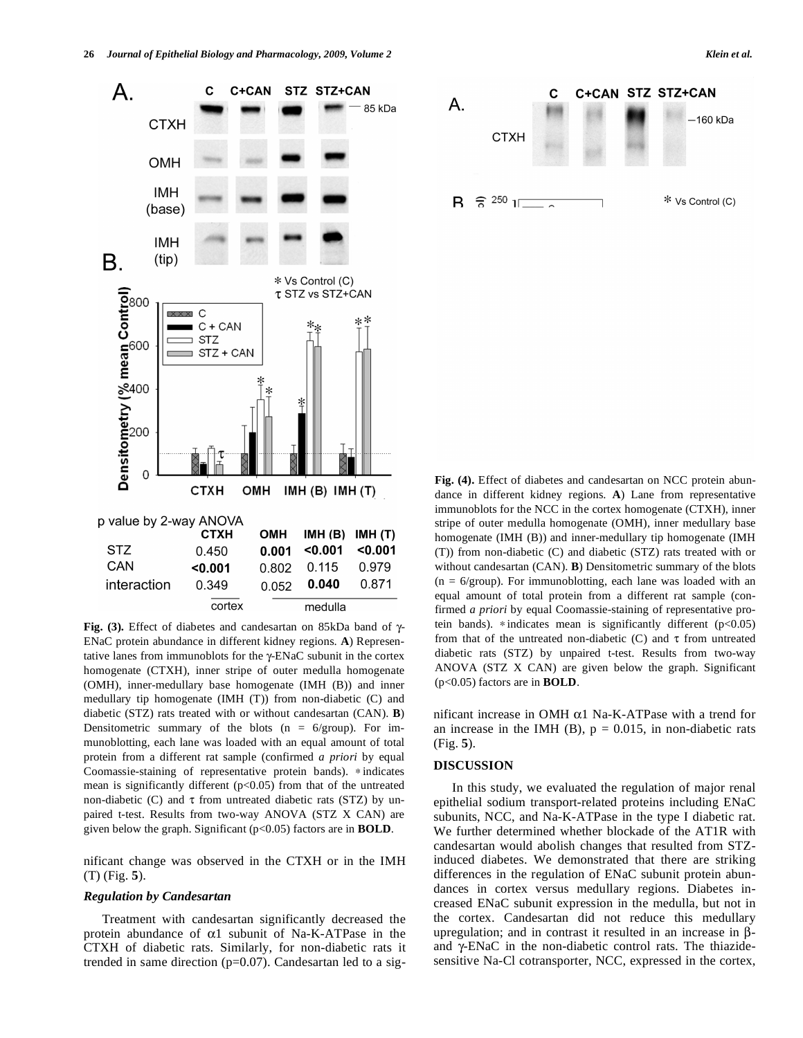**Fig. (3).** Effect of diabetes and candesartan on 85kDa band of γ-ENaC protein abundance in different kidney regions. **A**) Representative lanes from immunoblots for the γ-ENaC subunit in the cortex homogenate (CTXH), inner stripe of outer medulla homogenate (OMH), inner-medullary base homogenate (IMH (B)) and inner medullary tip homogenate (IMH (T)) from non-diabetic (C) and diabetic (STZ) rats treated with or without candesartan (CAN). **B**) Densitometric summary of the blots (n = 6/group). For immunoblotting, each lane was loaded with an equal amount of total protein from a different rat sample (confirmed *a priori* by equal Coomassie-staining of representative protein bands). * indicates mean is significantly different (p<0.05) from that of the untreated non-diabetic (C) and τ from untreated diabetic rats (STZ) by unpaired t-test. Results from two-way ANOVA (STZ X CAN) are given below the graph. Significant (p<0.05) factors are in **BOLD**.

p value by 2-way ANOVA

| | CTXH | OMH | IMH (B) | IMH (T) |
|---|---|---|---|---|
| STZ | 0.450 | **0.001** | **<0.001** | **<0.001** |
| CAN | **<0.001** | 0.802 | 0.115 | 0.979 |
| interaction | 0.349 | 0.052 | **0.040** | 0.871 |
| | cortex | medulla | | |

**Fig. (4).** Effect of diabetes and candesartan on NCC protein abundance in different kidney regions. **A**) Lane from representative immunoblots for the NCC in the cortex homogenate (CTXH), inner stripe of outer medulla homogenate (OMH), inner medullary base homogenate (IMH (B)) and inner-medullary tip homogenate (IMH (T)) from non-diabetic (C) and diabetic (STZ) rats treated with or without candesartan (CAN). **B**) Densitometric summary of the blots (n = 6/group). For immunoblotting, each lane was loaded with an equal amount of total protein from a different rat sample (confirmed *a priori* by equal Coomassie-staining of representative protein bands). * indicates mean is significantly different (p<0.05) from that of the untreated non-diabetic (C) and τ from untreated diabetic rats (STZ) by unpaired t-test. Results from two-way ANOVA (STZ X CAN) are given below the graph. Significant (p<0.05) factors are in **BOLD**.

nificant change was observed in the CTXH or in the IMH (T) (Fig. **5**).

### *Regulation by Candesartan*

Treatment with candesartan significantly decreased the protein abundance of α1 subunit of Na-K-ATPase in the CTXH of diabetic rats. Similarly, for non-diabetic rats it trended in same direction (p=0.07). Candesartan led to a significant increase in OMH α1 Na-K-ATPase with a trend for an increase in the IMH (B), p = 0.015, in non-diabetic rats (Fig. **5**).

## DISCUSSION

In this study, we evaluated the regulation of major renal epithelial sodium transport-related proteins including ENaC subunits, NCC, and Na-K-ATPase in the type I diabetic rat. We further determined whether blockade of the AT1R with candesartan would abolish changes that resulted from STZ-induced diabetes. We demonstrated that there are striking differences in the regulation of ENaC subunit protein abundances in cortex versus medullary regions. Diabetes increased ENaC subunit expression in the medulla, but not in the cortex. Candesartan did not reduce this medullary upregulation; and in contrast it resulted in an increase in β- and γ-ENaC in the non-diabetic control rats. The thiazide-sensitive Na-Cl cotransporter, NCC, expressed in the cortex,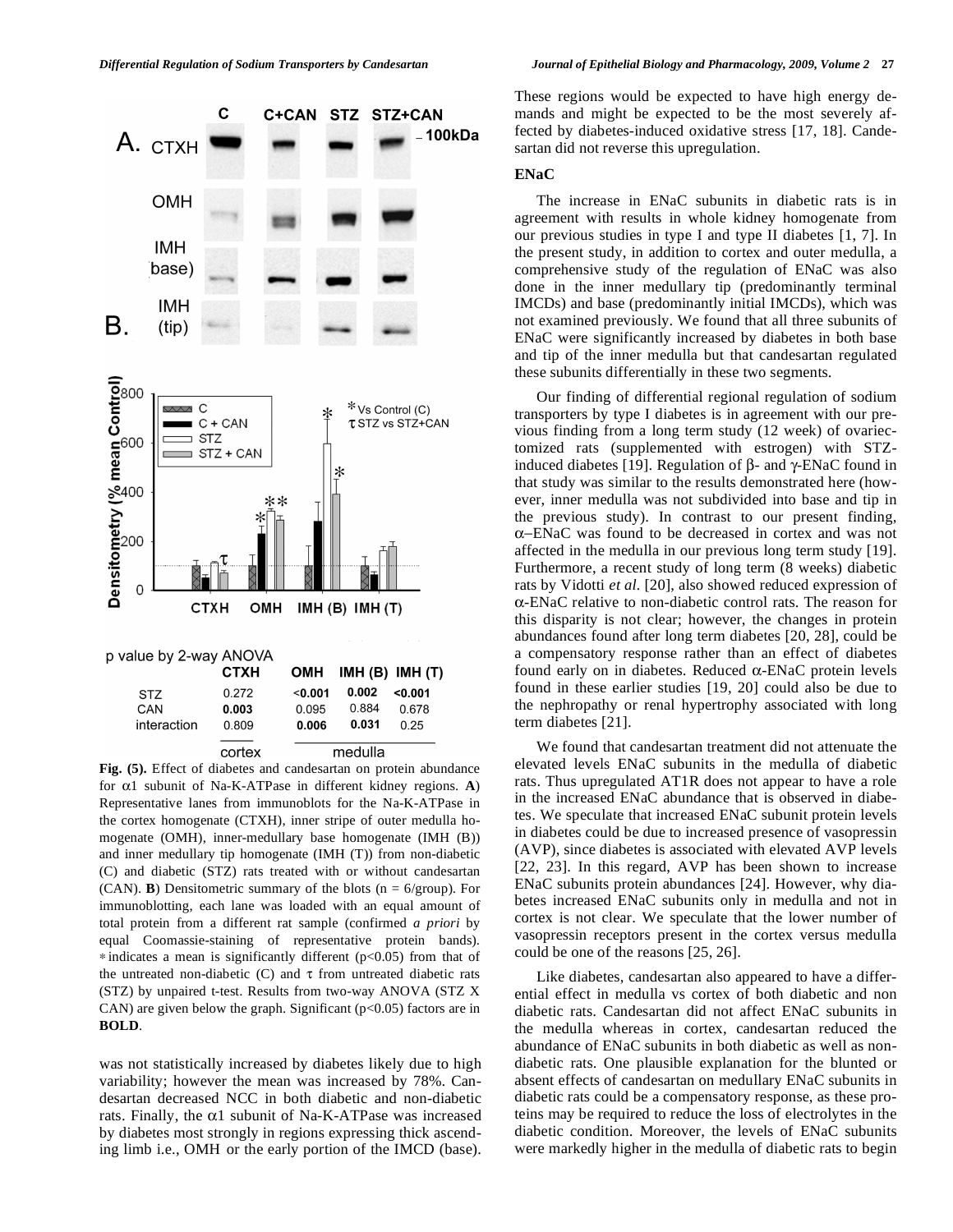p value by 2-way ANOVA

| | CTXH | OMH | IMH (B) | IMH (T) |
|---|---|---|---|---|
| STZ | 0.272 | **<0.001** | **0.002** | **<0.001** |
| CAN | **0.003** | 0.095 | 0.884 | 0.678 |
| interaction | 0.809 | **0.006** | **0.031** | 0.25 |
| | cortex | medulla | | |

**Fig. (5).** Effect of diabetes and candesartan on protein abundance for $\alpha 1$ subunit of Na-K-ATPase in different kidney regions. **A**) Representative lanes from immunoblots for the Na-K-ATPase in the cortex homogenate (CTXH), inner stripe of outer medulla homogenate (OMH), inner-medullary base homogenate (IMH (B)) and inner medullary tip homogenate (IMH (T)) from non-diabetic (C) and diabetic (STZ) rats treated with or without candesartan (CAN). **B**) Densitometric summary of the blots (n = 6/group). For immunoblotting, each lane was loaded with an equal amount of total protein from a different rat sample (confirmed *a priori* by equal Coomassie-staining of representative protein bands). * indicates a mean is significantly different ($p<0.05$) from that of the untreated non-diabetic (C) and $\tau$ from untreated diabetic rats (STZ) by unpaired t-test. Results from two-way ANOVA (STZ X CAN) are given below the graph. Significant ($p<0.05$) factors are in **BOLD**.

was not statistically increased by diabetes likely due to high variability; however the mean was increased by 78%. Candesartan decreased NCC in both diabetic and non-diabetic rats. Finally, the $\alpha 1$ subunit of Na-K-ATPase was increased by diabetes most strongly in regions expressing thick ascending limb i.e., OMH or the early portion of the IMCD (base). These regions would be expected to have high energy demands and might be expected to be the most severely affected by diabetes-induced oxidative stress [17, 18]. Candesartan did not reverse this upregulation.

## ENaC

The increase in ENaC subunits in diabetic rats is in agreement with results in whole kidney homogenate from our previous studies in type I and type II diabetes [1, 7]. In the present study, in addition to cortex and outer medulla, a comprehensive study of the regulation of ENaC was also done in the inner medullary tip (predominantly terminal IMCDs) and base (predominantly initial IMCDs), which was not examined previously. We found that all three subunits of ENaC were significantly increased by diabetes in both base and tip of the inner medulla but that candesartan regulated these subunits differentially in these two segments.

Our finding of differential regional regulation of sodium transporters by type I diabetes is in agreement with our previous finding from a long term study (12 week) of ovariectomized rats (supplemented with estrogen) with STZ-induced diabetes [19]. Regulation of $\beta$- and $\gamma$-ENaC found in that study was similar to the results demonstrated here (however, inner medulla was not subdivided into base and tip in the previous study). In contrast to our present finding, $\alpha$–ENaC was found to be decreased in cortex and was not affected in the medulla in our previous long term study [19]. Furthermore, a recent study of long term (8 weeks) diabetic rats by Vidotti *et al.* [20], also showed reduced expression of $\alpha$-ENaC relative to non-diabetic control rats. The reason for this disparity is not clear; however, the changes in protein abundances found after long term diabetes [20, 28], could be a compensatory response rather than an effect of diabetes found early on in diabetes. Reduced $\alpha$-ENaC protein levels found in these earlier studies [19, 20] could also be due to the nephropathy or renal hypertrophy associated with long term diabetes [21].

We found that candesartan treatment did not attenuate the elevated levels ENaC subunits in the medulla of diabetic rats. Thus upregulated AT1R does not appear to have a role in the increased ENaC abundance that is observed in diabetes. We speculate that increased ENaC subunit protein levels in diabetes could be due to increased presence of vasopressin (AVP), since diabetes is associated with elevated AVP levels [22, 23]. In this regard, AVP has been shown to increase ENaC subunits protein abundances [24]. However, why diabetes increased ENaC subunits only in medulla and not in cortex is not clear. We speculate that the lower number of vasopressin receptors present in the cortex versus medulla could be one of the reasons [25, 26].

Like diabetes, candesartan also appeared to have a differential effect in medulla vs cortex of both diabetic and non diabetic rats. Candesartan did not affect ENaC subunits in the medulla whereas in cortex, candesartan reduced the abundance of ENaC subunits in both diabetic as well as non-diabetic rats. One plausible explanation for the blunted or absent effects of candesartan on medullary ENaC subunits in diabetic rats could be a compensatory response, as these proteins may be required to reduce the loss of electrolytes in the diabetic condition. Moreover, the levels of ENaC subunits were markedly higher in the medulla of diabetic rats to begin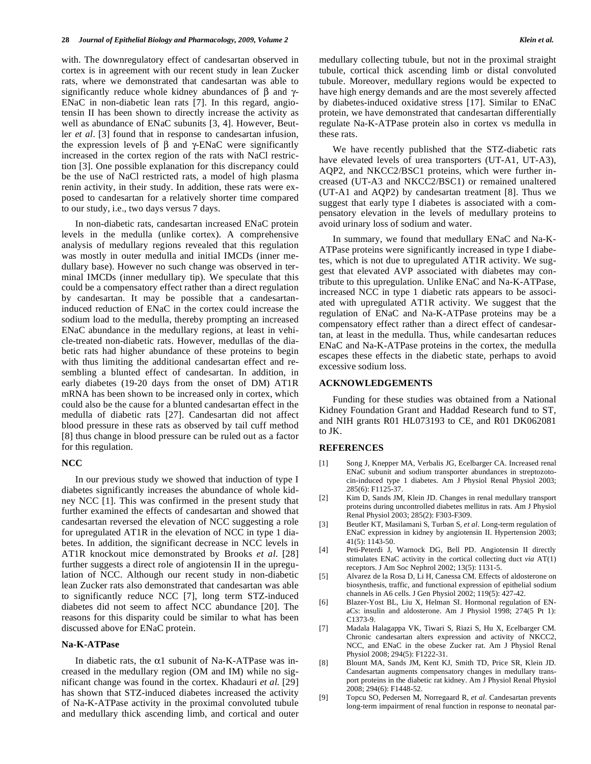with. The downregulatory effect of candesartan observed in cortex is in agreement with our recent study in lean Zucker rats, where we demonstrated that candesartan was able to significantly reduce whole kidney abundances of β and γ-ENaC in non-diabetic lean rats [7]. In this regard, angiotensin II has been shown to directly increase the activity as well as abundance of ENaC subunits [3, 4]. However, Beutler *et al*. [3] found that in response to candesartan infusion, the expression levels of β and γ-ENaC were significantly increased in the cortex region of the rats with NaCl restriction [3]. One possible explanation for this discrepancy could be the use of NaCl restricted rats, a model of high plasma renin activity, in their study. In addition, these rats were exposed to candesartan for a relatively shorter time compared to our study, i.e., two days versus 7 days.

In non-diabetic rats, candesartan increased ENaC protein levels in the medulla (unlike cortex). A comprehensive analysis of medullary regions revealed that this regulation was mostly in outer medulla and initial IMCDs (inner medullary base). However no such change was observed in terminal IMCDs (inner medullary tip). We speculate that this could be a compensatory effect rather than a direct regulation by candesartan. It may be possible that a candesartan-induced reduction of ENaC in the cortex could increase the sodium load to the medulla, thereby prompting an increased ENaC abundance in the medullary regions, at least in vehicle-treated non-diabetic rats. However, medullas of the diabetic rats had higher abundance of these proteins to begin with thus limiting the additional candesartan effect and resembling a blunted effect of candesartan. In addition, in early diabetes (19-20 days from the onset of DM) AT1R mRNA has been shown to be increased only in cortex, which could also be the cause for a blunted candesartan effect in the medulla of diabetic rats [27]. Candesartan did not affect blood pressure in these rats as observed by tail cuff method [8] thus change in blood pressure can be ruled out as a factor for this regulation.

### NCC

In our previous study we showed that induction of type I diabetes significantly increases the abundance of whole kidney NCC [1]. This was confirmed in the present study that further examined the effects of candesartan and showed that candesartan reversed the elevation of NCC suggesting a role for upregulated AT1R in the elevation of NCC in type 1 diabetes. In addition, the significant decrease in NCC levels in AT1R knockout mice demonstrated by Brooks *et al.* [28] further suggests a direct role of angiotensin II in the upregulation of NCC. Although our recent study in non-diabetic lean Zucker rats also demonstrated that candesartan was able to significantly reduce NCC [7], long term STZ-induced diabetes did not seem to affect NCC abundance [20]. The reasons for this disparity could be similar to what has been discussed above for ENaC protein.

### Na-K-ATPase

In diabetic rats, the α1 subunit of Na-K-ATPase was increased in the medullary region (OM and IM) while no significant change was found in the cortex. Khadauri *et al.* [29] has shown that STZ-induced diabetes increased the activity of Na-K-ATPase activity in the proximal convoluted tubule and medullary thick ascending limb, and cortical and outer medullary collecting tubule, but not in the proximal straight tubule, cortical thick ascending limb or distal convoluted tubule. Moreover, medullary regions would be expected to have high energy demands and are the most severely affected by diabetes-induced oxidative stress [17]. Similar to ENaC protein, we have demonstrated that candesartan differentially regulate Na-K-ATPase protein also in cortex vs medulla in these rats.

We have recently published that the STZ-diabetic rats have elevated levels of urea transporters (UT-A1, UT-A3), AQP2, and NKCC2/BSC1 proteins, which were further increased (UT-A3 and NKCC2/BSC1) or remained unaltered (UT-A1 and AQP2) by candesartan treatment [8]. Thus we suggest that early type I diabetes is associated with a compensatory elevation in the levels of medullary proteins to avoid urinary loss of sodium and water.

In summary, we found that medullary ENaC and Na-K-ATPase proteins were significantly increased in type I diabetes, which is not due to upregulated AT1R activity. We suggest that elevated AVP associated with diabetes may contribute to this upregulation. Unlike ENaC and Na-K-ATPase, increased NCC in type 1 diabetic rats appears to be associated with upregulated AT1R activity. We suggest that the regulation of ENaC and Na-K-ATPase proteins may be a compensatory effect rather than a direct effect of candesartan, at least in the medulla. Thus, while candesartan reduces ENaC and Na-K-ATPase proteins in the cortex, the medulla escapes these effects in the diabetic state, perhaps to avoid excessive sodium loss.

## ACKNOWLEDGEMENTS

Funding for these studies was obtained from a National Kidney Foundation Grant and Haddad Research fund to ST, and NIH grants R01 HL073193 to CE, and R01 DK062081 to JK.

## REFERENCES

[1] Song J, Knepper MA, Verbalis JG, Ecelbarger CA. Increased renal ENaC subunit and sodium transporter abundances in streptozotocin-induced type 1 diabetes. Am J Physiol Renal Physiol 2003; 285(6): F1125-37.

[2] Kim D, Sands JM, Klein JD. Changes in renal medullary transport proteins during uncontrolled diabetes mellitus in rats. Am J Physiol Renal Physiol 2003; 285(2): F303-F309.

[3] Beutler KT, Masilamani S, Turban S, *et al*. Long-term regulation of ENaC expression in kidney by angiotensin II. Hypertension 2003; 41(5): 1143-50.

[4] Peti-Peterdi J, Warnock DG, Bell PD. Angiotensin II directly stimulates ENaC activity in the cortical collecting duct *via* AT(1) receptors. J Am Soc Nephrol 2002; 13(5): 1131-5.

[5] Alvarez de la Rosa D, Li H, Canessa CM. Effects of aldosterone on biosynthesis, traffic, and functional expression of epithelial sodium channels in A6 cells. J Gen Physiol 2002; 119(5): 427-42.

[6] Blazer-Yost BL, Liu X, Helman SI. Hormonal regulation of ENaCs: insulin and aldosterone. Am J Physiol 1998; 274(5 Pt 1): C1373-9.

[7] Madala Halagappa VK, Tiwari S, Riazi S, Hu X, Ecelbarger CM. Chronic candesartan alters expression and activity of NKCC2, NCC, and ENaC in the obese Zucker rat. Am J Physiol Renal Physiol 2008; 294(5): F1222-31.

[8] Blount MA, Sands JM, Kent KJ, Smith TD, Price SR, Klein JD. Candesartan augments compensatory changes in medullary transport proteins in the diabetic rat kidney. Am J Physiol Renal Physiol 2008; 294(6): F1448-52.

[9] Topcu SO, Pedersen M, Norregaard R, *et al*. Candesartan prevents long-term impairment of renal function in response to neonatal par-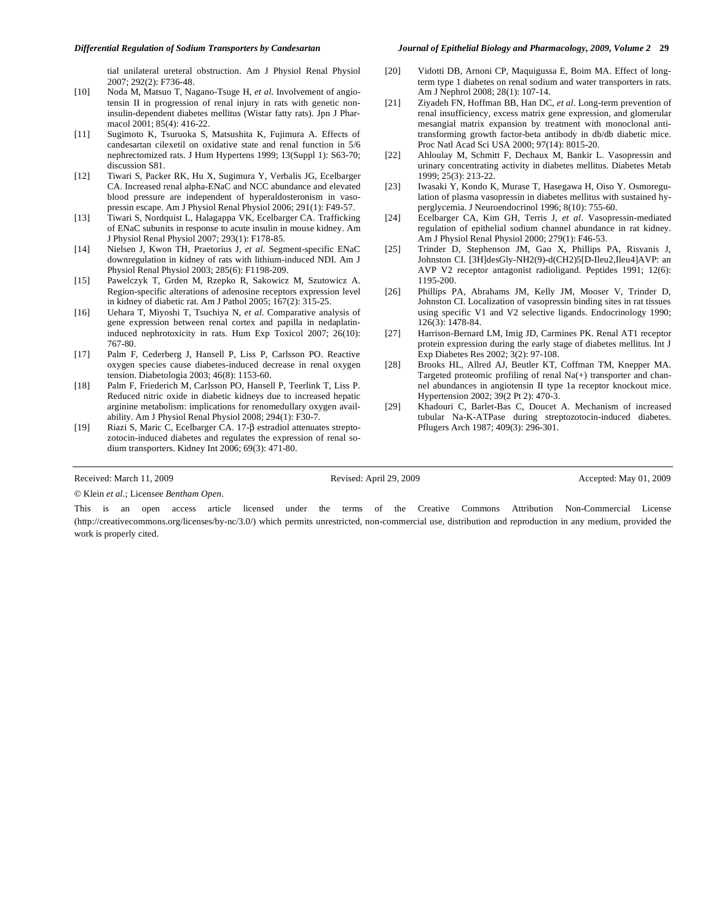tial unilateral ureteral obstruction. Am J Physiol Renal Physiol 2007; 292(2): F736-48.

[10] Noda M, Matsuo T, Nagano-Tsuge H, *et al*. Involvement of angiotensin II in progression of renal injury in rats with genetic non-insulin-dependent diabetes mellitus (Wistar fatty rats). Jpn J Pharmacol 2001; 85(4): 416-22.

[11] Sugimoto K, Tsuruoka S, Matsushita K, Fujimura A. Effects of candesartan cilexetil on oxidative state and renal function in 5/6 nephrectomized rats. J Hum Hypertens 1999; 13(Suppl 1): S63-70; discussion S81.

[12] Tiwari S, Packer RK, Hu X, Sugimura Y, Verbalis JG, Ecelbarger CA. Increased renal alpha-ENaC and NCC abundance and elevated blood pressure are independent of hyperaldosteronism in vasopressin escape. Am J Physiol Renal Physiol 2006; 291(1): F49-57.

[13] Tiwari S, Nordquist L, Halagappa VK, Ecelbarger CA. Trafficking of ENaC subunits in response to acute insulin in mouse kidney. Am J Physiol Renal Physiol 2007; 293(1): F178-85.

[14] Nielsen J, Kwon TH, Praetorius J, *et al*. Segment-specific ENaC downregulation in kidney of rats with lithium-induced NDI. Am J Physiol Renal Physiol 2003; 285(6): F1198-209.

[15] Pawelczyk T, Grden M, Rzepko R, Sakowicz M, Szutowicz A. Region-specific alterations of adenosine receptors expression level in kidney of diabetic rat. Am J Pathol 2005; 167(2): 315-25.

[16] Uehara T, Miyoshi T, Tsuchiya N, *et al*. Comparative analysis of gene expression between renal cortex and papilla in nedaplatin-induced nephrotoxicity in rats. Hum Exp Toxicol 2007; 26(10): 767-80.

[17] Palm F, Cederberg J, Hansell P, Liss P, Carlsson PO. Reactive oxygen species cause diabetes-induced decrease in renal oxygen tension. Diabetologia 2003; 46(8): 1153-60.

[18] Palm F, Friederich M, Carlsson PO, Hansell P, Teerlink T, Liss P. Reduced nitric oxide in diabetic kidneys due to increased hepatic arginine metabolism: implications for renomedullary oxygen availability. Am J Physiol Renal Physiol 2008; 294(1): F30-7.

[19] Riazi S, Maric C, Ecelbarger CA. 17-β estradiol attenuates streptozotocin-induced diabetes and regulates the expression of renal sodium transporters. Kidney Int 2006; 69(3): 471-80.

[20] Vidotti DB, Arnoni CP, Maquigussa E, Boim MA. Effect of long-term type 1 diabetes on renal sodium and water transporters in rats. Am J Nephrol 2008; 28(1): 107-14.

[21] Ziyadeh FN, Hoffman BB, Han DC, *et al*. Long-term prevention of renal insufficiency, excess matrix gene expression, and glomerular mesangial matrix expansion by treatment with monoclonal anti-transforming growth factor-beta antibody in db/db diabetic mice. Proc Natl Acad Sci USA 2000; 97(14): 8015-20.

[22] Ahloulay M, Schmitt F, Dechaux M, Bankir L. Vasopressin and urinary concentrating activity in diabetes mellitus. Diabetes Metab 1999; 25(3): 213-22.

[23] Iwasaki Y, Kondo K, Murase T, Hasegawa H, Oiso Y. Osmoregulation of plasma vasopressin in diabetes mellitus with sustained hyperglycemia. J Neuroendocrinol 1996; 8(10): 755-60.

[24] Ecelbarger CA, Kim GH, Terris J, *et al*. Vasopressin-mediated regulation of epithelial sodium channel abundance in rat kidney. Am J Physiol Renal Physiol 2000; 279(1): F46-53.

[25] Trinder D, Stephenson JM, Gao X, Phillips PA, Risvanis J, Johnston CI. [3H]desGly-NH2(9)-d(CH2)5[D-Ileu2,Ileu4]AVP: an AVP V2 receptor antagonist radioligand. Peptides 1991; 12(6): 1195-200.

[26] Phillips PA, Abrahams JM, Kelly JM, Mooser V, Trinder D, Johnston CI. Localization of vasopressin binding sites in rat tissues using specific V1 and V2 selective ligands. Endocrinology 1990; 126(3): 1478-84.

[27] Harrison-Bernard LM, Imig JD, Carmines PK. Renal AT1 receptor protein expression during the early stage of diabetes mellitus. Int J Exp Diabetes Res 2002; 3(2): 97-108.

[28] Brooks HL, Allred AJ, Beutler KT, Coffman TM, Knepper MA. Targeted proteomic profiling of renal Na(+) transporter and channel abundances in angiotensin II type 1a receptor knockout mice. Hypertension 2002; 39(2 Pt 2): 470-3.

[29] Khadouri C, Barlet-Bas C, Doucet A. Mechanism of increased tubular Na-K-ATPase during streptozotocin-induced diabetes. Pflugers Arch 1987; 409(3): 296-301.

---

Received: March 11, 2009 Revised: April 29, 2009 Accepted: May 01, 2009

© Klein *et al*.; Licensee *Bentham Open*.

This is an open access article licensed under the terms of the Creative Commons Attribution Non-Commercial License (http://creativecommons.org/licenses/by-nc/3.0/) which permits unrestricted, non-commercial use, distribution and reproduction in any medium, provided the work is properly cited.